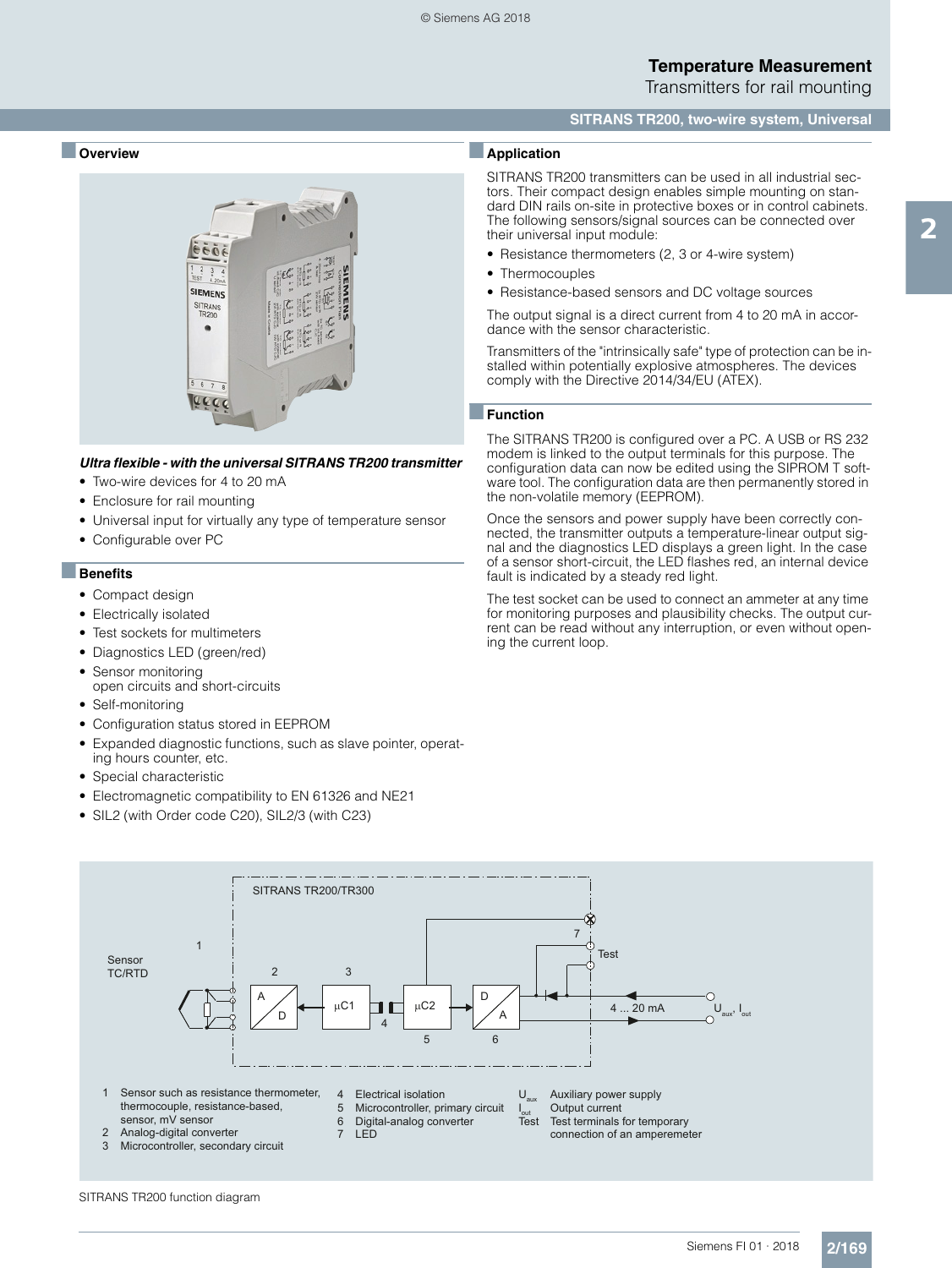# Temperature Measurement

Transmitters for rail mounting

## SITRANS TR200, two-wire system, Universal

### Overview

***Ultra flexible - with the universal SITRANS TR200 transmitter***

- Two-wire devices for 4 to 20 mA
- Enclosure for rail mounting
- Universal input for virtually any type of temperature sensor
- Configurable over PC

### Benefits

- Compact design
- Electrically isolated
- Test sockets for multimeters
- Diagnostics LED (green/red)
- Sensor monitoring open circuits and short-circuits
- Self-monitoring
- Configuration status stored in EEPROM
- Expanded diagnostic functions, such as slave pointer, operating hours counter, etc.
- Special characteristic
- Electromagnetic compatibility to EN 61326 and NE21
- SIL2 (with Order code C20), SIL2/3 (with C23)

### Application

SITRANS TR200 transmitters can be used in all industrial sectors. Their compact design enables simple mounting on standard DIN rails on-site in protective boxes or in control cabinets. The following sensors/signal sources can be connected over their universal input module:

- Resistance thermometers (2, 3 or 4-wire system)
- Thermocouples
- Resistance-based sensors and DC voltage sources

The output signal is a direct current from 4 to 20 mA in accordance with the sensor characteristic.

Transmitters of the "intrinsically safe" type of protection can be installed within potentially explosive atmospheres. The devices comply with the Directive 2014/34/EU (ATEX).

### Function

The SITRANS TR200 is configured over a PC. A USB or RS 232 modem is linked to the output terminals for this purpose. The configuration data can now be edited using the SIPROM T software tool. The configuration data are then permanently stored in the non-volatile memory (EEPROM).

Once the sensors and power supply have been correctly connected, the transmitter outputs a temperature-linear output signal and the diagnostics LED displays a green light. In the case of a sensor short-circuit, the LED flashes red, an internal device fault is indicated by a steady red light.

The test socket can be used to connect an ammeter at any time for monitoring purposes and plausibility checks. The output current can be read without any interruption, or even without opening the current loop.

SITRANS TR200/TR300

Sensor TC/RTD

1 Sensor such as resistance thermometer, thermocouple, resistance-based, sensor, mV sensor
2 Analog-digital converter
3 Microcontroller, secondary circuit
4 Electrical isolation
5 Microcontroller, primary circuit
6 Digital-analog converter
7 LED

$U_{aux}$ Auxiliary power supply
$I_{out}$ Output current
Test Test terminals for temporary connection of an amperemeter

SITRANS TR200 function diagram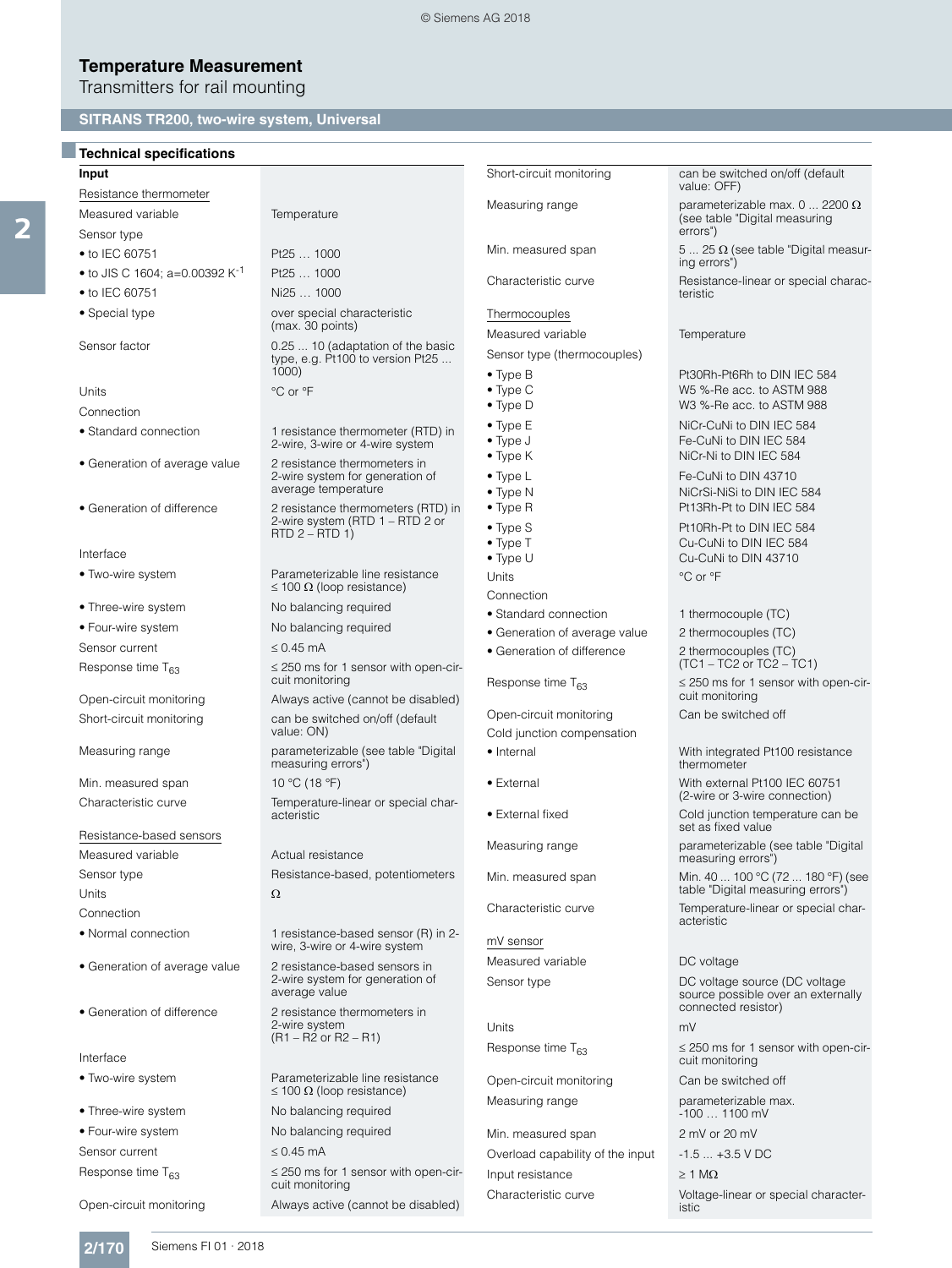# Temperature Measurement

Transmitters for rail mounting

## SITRANS TR200, two-wire system, Universal

### Technical specifications

| **Input** | |
|---|---|
| Resistance thermometer | |
| Measured variable | Temperature |
| Sensor type | |
| • to IEC 60751 | Pt25 … 1000 |
| • to JIS C 1604; a=0.00392 $K^{-1}$ | Pt25 … 1000 |
| • to IEC 60751 | Ni25 … 1000 |
| • Special type | over special characteristic (max. 30 points) |
| Sensor factor | 0.25 ... 10 (adaptation of the basic type, e.g. Pt100 to version Pt25 ... 1000) |
| Units | °C or °F |
| Connection | |
| • Standard connection | 1 resistance thermometer (RTD) in 2-wire, 3-wire or 4-wire system |
| • Generation of average value | 2 resistance thermometers in 2-wire system for generation of average temperature |
| • Generation of difference | 2 resistance thermometers (RTD) in 2-wire system (RTD 1 – RTD 2 or RTD 2 – RTD 1) |
| Interface | |
| • Two-wire system | Parameterizable line resistance ≤ 100 Ω (loop resistance) |
| • Three-wire system | No balancing required |
| • Four-wire system | No balancing required |
| Sensor current | ≤ 0.45 mA |
| Response time $T_{63}$ | ≤ 250 ms for 1 sensor with open-circuit monitoring |
| Open-circuit monitoring | Always active (cannot be disabled) |
| Short-circuit monitoring | can be switched on/off (default value: ON) |
| Measuring range | parameterizable (see table "Digital measuring errors") |
| Min. measured span | 10 °C (18 °F) |
| Characteristic curve | Temperature-linear or special characteristic |
| Resistance-based sensors | |
| Measured variable | Actual resistance |
| Sensor type | Resistance-based, potentiometers |
| Units | Ω |
| Connection | |
| • Normal connection | 1 resistance-based sensor (R) in 2-wire, 3-wire or 4-wire system |
| • Generation of average value | 2 resistance-based sensors in 2-wire system for generation of average value |
| • Generation of difference | 2 resistance thermometers in 2-wire system (R1 – R2 or R2 – R1) |
| Interface | |
| • Two-wire system | Parameterizable line resistance ≤ 100 Ω (loop resistance) |
| • Three-wire system | No balancing required |
| • Four-wire system | No balancing required |
| Sensor current | ≤ 0.45 mA |
| Response time $T_{63}$ | ≤ 250 ms for 1 sensor with open-circuit monitoring |
| Open-circuit monitoring | Always active (cannot be disabled) |
| Short-circuit monitoring | can be switched on/off (default value: OFF) |
| Measuring range | parameterizable max. 0 ... 2200 Ω (see table "Digital measuring errors") |
| Min. measured span | 5 ... 25 Ω (see table "Digital measuring errors") |
| Characteristic curve | Resistance-linear or special characteristic |
| Thermocouples | |
| Measured variable | Temperature |
| Sensor type (thermocouples) | |
| • Type B | Pt30Rh-Pt6Rh to DIN IEC 584 |
| • Type C | W5 %-Re acc. to ASTM 988 |
| • Type D | W3 %-Re acc. to ASTM 988 |
| • Type E | NiCr-CuNi to DIN IEC 584 |
| • Type J | Fe-CuNi to DIN IEC 584 |
| • Type K | NiCr-Ni to DIN IEC 584 |
| • Type L | Fe-CuNi to DIN 43710 |
| • Type N | NiCrSi-NiSi to DIN IEC 584 |
| • Type R | Pt13Rh-Pt to DIN IEC 584 |
| • Type S | Pt10Rh-Pt to DIN IEC 584 |
| • Type T | Cu-CuNi to DIN IEC 584 |
| • Type U | Cu-CuNi to DIN 43710 |
| Units | °C or °F |
| Connection | |
| • Standard connection | 1 thermocouple (TC) |
| • Generation of average value | 2 thermocouples (TC) |
| • Generation of difference | 2 thermocouples (TC) (TC1 – TC2 or TC2 – TC1) |
| Response time $T_{63}$ | ≤ 250 ms for 1 sensor with open-circuit monitoring |
| Open-circuit monitoring | Can be switched off |
| Cold junction compensation | |
| • Internal | With integrated Pt100 resistance thermometer |
| • External | With external Pt100 IEC 60751 (2-wire or 3-wire connection) |
| • External fixed | Cold junction temperature can be set as fixed value |
| Measuring range | parameterizable (see table "Digital measuring errors") |
| Min. measured span | Min. 40 ... 100 °C (72 ... 180 °F) (see table "Digital measuring errors") |
| Characteristic curve | Temperature-linear or special characteristic |
| mV sensor | |
| Measured variable | DC voltage |
| Sensor type | DC voltage source (DC voltage source possible over an externally connected resistor) |
| Units | mV |
| Response time $T_{63}$ | ≤ 250 ms for 1 sensor with open-circuit monitoring |
| Open-circuit monitoring | Can be switched off |
| Measuring range | parameterizable max. -100 … 1100 mV |
| Min. measured span | 2 mV or 20 mV |
| Overload capability of the input | -1.5 ... +3.5 V DC |
| Input resistance | ≥ 1 MΩ |
| Characteristic curve | Voltage-linear or special characteristic |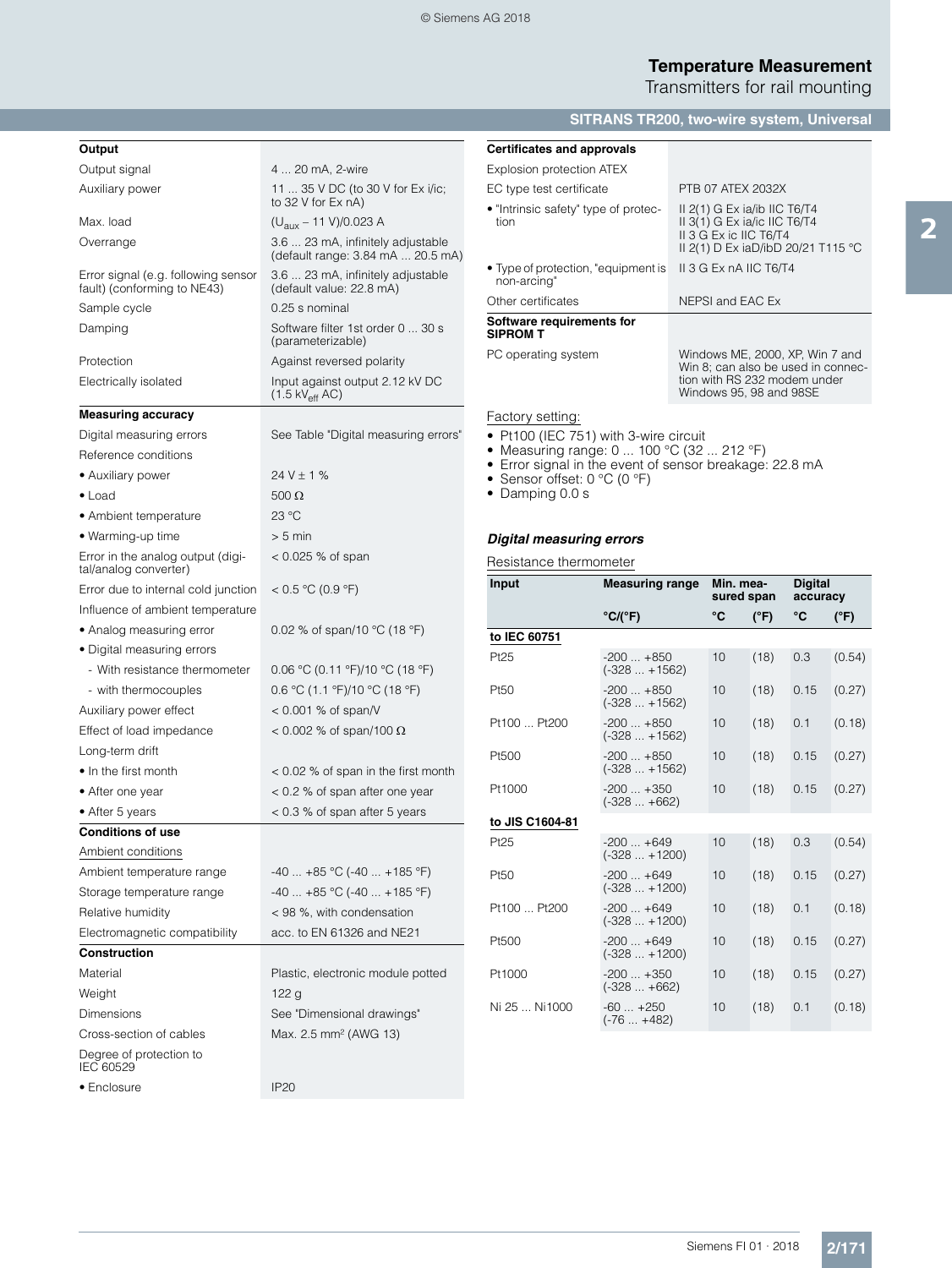# Temperature Measurement

Transmitters for rail mounting

## SITRANS TR200, two-wire system, Universal

| **Output** | |
|---|---|
| Output signal | 4 ... 20 mA, 2-wire |
| Auxiliary power | 11 ... 35 V DC (to 30 V for Ex i/ic; to 32 V for Ex nA) |
| Max. load | ($U_{aux}$ – 11 V)/0.023 A |
| Overrange | 3.6 ... 23 mA, infinitely adjustable (default range: 3.84 mA ... 20.5 mA) |
| Error signal (e.g. following sensor fault) (conforming to NE43) | 3.6 ... 23 mA, infinitely adjustable (default value: 22.8 mA) |
| Sample cycle | 0.25 s nominal |
| Damping | Software filter 1st order 0 ... 30 s (parameterizable) |
| Protection | Against reversed polarity |
| Electrically isolated | Input against output 2.12 kV DC (1.5 $kV_{eff}$ AC) |
| **Measuring accuracy** | |
| Digital measuring errors | See Table "Digital measuring errors" |
| Reference conditions | |
| • Auxiliary power | 24 V ± 1 % |
| • Load | 500 Ω |
| • Ambient temperature | 23 °C |
| • Warming-up time | > 5 min |
| Error in the analog output (digital/analog converter) | < 0.025 % of span |
| Error due to internal cold junction | < 0.5 °C (0.9 °F) |
| Influence of ambient temperature | |
| • Analog measuring error | 0.02 % of span/10 °C (18 °F) |
| • Digital measuring errors | |
| - With resistance thermometer | 0.06 °C (0.11 °F)/10 °C (18 °F) |
| - with thermocouples | 0.6 °C (1.1 °F)/10 °C (18 °F) |
| Auxiliary power effect | < 0.001 % of span/V |
| Effect of load impedance | < 0.002 % of span/100 Ω |
| Long-term drift | |
| • In the first month | < 0.02 % of span in the first month |
| • After one year | < 0.2 % of span after one year |
| • After 5 years | < 0.3 % of span after 5 years |
| **Conditions of use** | |
| Ambient conditions | |
| Ambient temperature range | -40 ... +85 °C (-40 ... +185 °F) |
| Storage temperature range | -40 ... +85 °C (-40 ... +185 °F) |
| Relative humidity | < 98 %, with condensation |
| Electromagnetic compatibility | acc. to EN 61326 and NE21 |
| **Construction** | |
| Material | Plastic, electronic module potted |
| Weight | 122 g |
| Dimensions | See "Dimensional drawings" |
| Cross-section of cables | Max. 2.5 mm² (AWG 13) |
| Degree of protection to IEC 60529 | |
| • Enclosure | IP20 |

| **Certificates and approvals** | |
|---|---|
| Explosion protection ATEX | |
| EC type test certificate | PTB 07 ATEX 2032X |
| • "Intrinsic safety" type of protection | II 2(1) G Ex ia/ib IIC T6/T4<br>II 3(1) G Ex ia/ic IIC T6/T4<br>II 3 G Ex ic IIC T6/T4<br>II 2(1) D Ex iaD/ibD 20/21 T115 °C |
| • Type of protection, "equipment is non-arcing" | II 3 G Ex nA IIC T6/T4 |
| Other certificates | NEPSI and EAC Ex |
| **Software requirements for SIPROM T** | |
| PC operating system | Windows ME, 2000, XP, Win 7 and Win 8; can also be used in connection with RS 232 modem under Windows 95, 98 and 98SE |

Factory setting:

- Pt100 (IEC 751) with 3-wire circuit
- Measuring range: 0 ... 100 °C (32 ... 212 °F)
- Error signal in the event of sensor breakage: 22.8 mA
- Sensor offset: 0 °C (0 °F)
- Damping 0.0 s

### *Digital measuring errors*

Resistance thermometer

| Input | Measuring range | Min. measured span | | Digital accuracy | |
|---|---|---|---|---|---|
| | °C/(°F) | °C | (°F) | °C | (°F) |
| **to IEC 60751** | | | | | |
| Pt25 | -200 ... +850 (-328 ... +1562) | 10 | (18) | 0.3 | (0.54) |
| Pt50 | -200 ... +850 (-328 ... +1562) | 10 | (18) | 0.15 | (0.27) |
| Pt100 ... Pt200 | -200 ... +850 (-328 ... +1562) | 10 | (18) | 0.1 | (0.18) |
| Pt500 | -200 ... +850 (-328 ... +1562) | 10 | (18) | 0.15 | (0.27) |
| Pt1000 | -200 ... +350 (-328 ... +662) | 10 | (18) | 0.15 | (0.27) |
| **to JIS C1604-81** | | | | | |
| Pt25 | -200 ... +649 (-328 ... +1200) | 10 | (18) | 0.3 | (0.54) |
| Pt50 | -200 ... +649 (-328 ... +1200) | 10 | (18) | 0.15 | (0.27) |
| Pt100 ... Pt200 | -200 ... +649 (-328 ... +1200) | 10 | (18) | 0.1 | (0.18) |
| Pt500 | -200 ... +649 (-328 ... +1200) | 10 | (18) | 0.15 | (0.27) |
| Pt1000 | -200 ... +350 (-328 ... +662) | 10 | (18) | 0.15 | (0.27) |
| Ni 25 ... Ni1000 | -60 ... +250 (-76 ... +482) | 10 | (18) | 0.1 | (0.18) |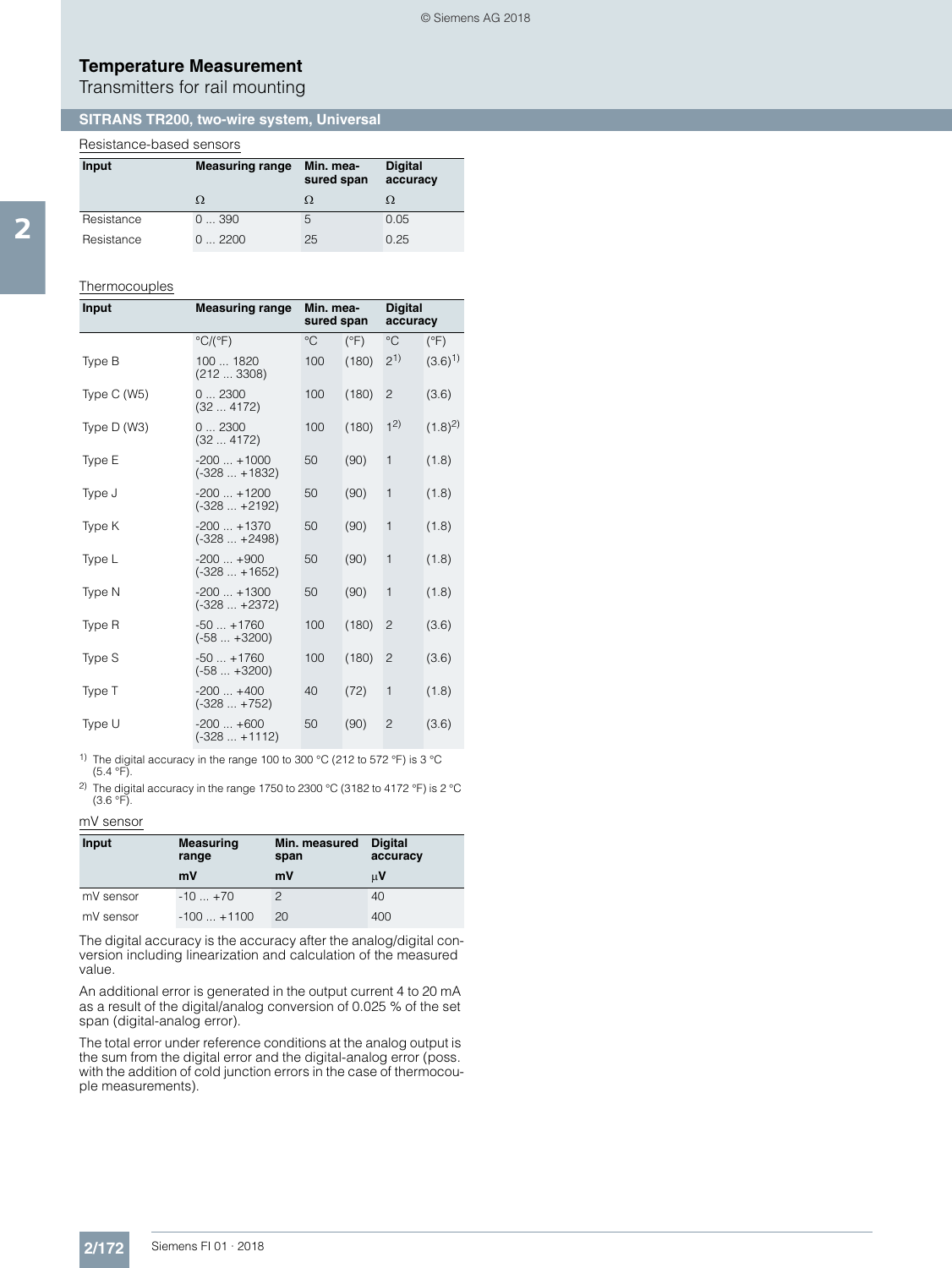# Temperature Measurement

Transmitters for rail mounting

## SITRANS TR200, two-wire system, Universal

### Resistance-based sensors

| Input | Measuring range | Min. measured span | Digital accuracy |
|---|---|---|---|
| | Ω | Ω | Ω |
| Resistance | 0 ... 390 | 5 | 0.05 |
| Resistance | 0 ... 2200 | 25 | 0.25 |

### Thermocouples

| Input | Measuring range | Min. measured span | | Digital accuracy | |
|---|---|---|---|---|---|
| | °C/(°F) | °C | (°F) | °C | (°F) |
| Type B | 100 ... 1820 (212 ... 3308) | 100 | (180) | 2[1] | (3.6)[1] |
| Type C (W5) | 0 ... 2300 (32 ... 4172) | 100 | (180) | 2 | (3.6) |
| Type D (W3) | 0 ... 2300 (32 ... 4172) | 100 | (180) | 1[2] | (1.8)[2] |
| Type E | -200 ... +1000 (-328 ... +1832) | 50 | (90) | 1 | (1.8) |
| Type J | -200 ... +1200 (-328 ... +2192) | 50 | (90) | 1 | (1.8) |
| Type K | -200 ... +1370 (-328 ... +2498) | 50 | (90) | 1 | (1.8) |
| Type L | -200 ... +900 (-328 ... +1652) | 50 | (90) | 1 | (1.8) |
| Type N | -200 ... +1300 (-328 ... +2372) | 50 | (90) | 1 | (1.8) |
| Type R | -50 ... +1760 (-58 ... +3200) | 100 | (180) | 2 | (3.6) |
| Type S | -50 ... +1760 (-58 ... +3200) | 100 | (180) | 2 | (3.6) |
| Type T | -200 ... +400 (-328 ... +752) | 40 | (72) | 1 | (1.8) |
| Type U | -200 ... +600 (-328 ... +1112) | 50 | (90) | 2 | (3.6) |

[1] The digital accuracy in the range 100 to 300 °C (212 to 572 °F) is 3 °C (5.4 °F).

[2] The digital accuracy in the range 1750 to 2300 °C (3182 to 4172 °F) is 2 °C (3.6 °F).

### mV sensor

| Input | Measuring range | Min. measured span | Digital accuracy |
|---|---|---|---|
| | mV | mV | μV |
| mV sensor | -10 ... +70 | 2 | 40 |
| mV sensor | -100 ... +1100 | 20 | 400 |

The digital accuracy is the accuracy after the analog/digital conversion including linearization and calculation of the measured value.

An additional error is generated in the output current 4 to 20 mA as a result of the digital/analog conversion of 0.025 % of the set span (digital-analog error).

The total error under reference conditions at the analog output is the sum from the digital error and the digital-analog error (poss. with the addition of cold junction errors in the case of thermocouple measurements).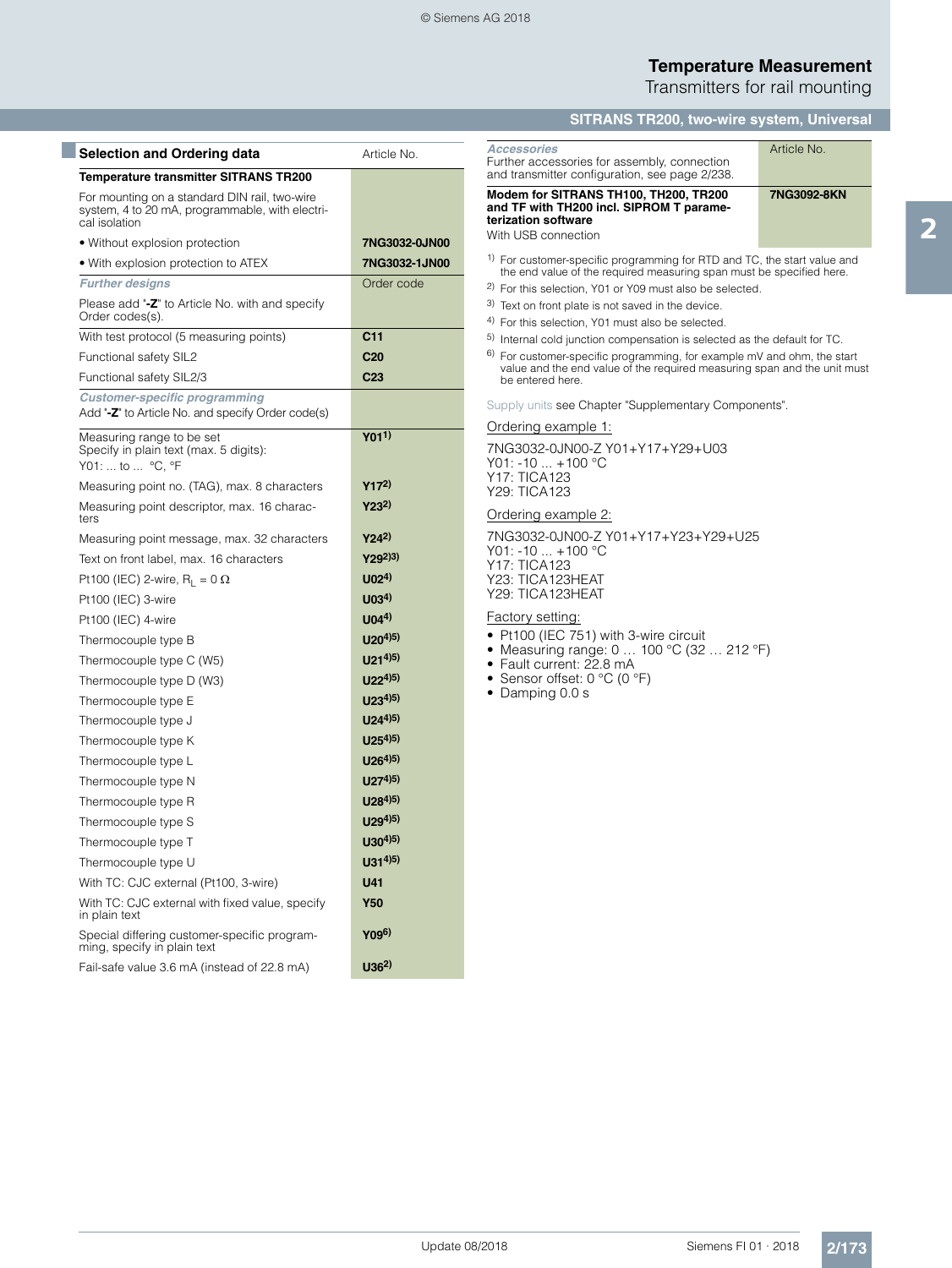## Selection and Ordering data

| Selection and Ordering data | Article No. |
|---|---|
| **Temperature transmitter SITRANS TR200** | |
| For mounting on a standard DIN rail, two-wire system, 4 to 20 mA, programmable, with electrical isolation | |
| • Without explosion protection | **7NG3032-0JN00** |
| • With explosion protection to ATEX | **7NG3032-1JN00** |
| ***Further designs*** | Order code |
| Please add "**-Z**" to Article No. with and specify Order codes(s). | |
| With test protocol (5 measuring points) | **C11** |
| Functional safety SIL2 | **C20** |
| Functional safety SIL2/3 | **C23** |
| ***Customer-specific programming*** Add "**-Z**" to Article No. and specify Order code(s) | |
| Measuring range to be set Specify in plain text (max. 5 digits): Y01: ... to ... °C, °F | **Y01**[1] |
| Measuring point no. (TAG), max. 8 characters | **Y17**[2] |
| Measuring point descriptor, max. 16 characters | **Y23**[2] |
| Measuring point message, max. 32 characters | **Y24**[2] |
| Text on front label, max. 16 characters | **Y29**[2)3)] |
| Pt100 (IEC) 2-wire, $R_L$ = 0 Ω | **U02**[4] |
| Pt100 (IEC) 3-wire | **U03**[4] |
| Pt100 (IEC) 4-wire | **U04**[4] |
| Thermocouple type B | **U20**[4)5)] |
| Thermocouple type C (W5) | **U21**[4)5)] |
| Thermocouple type D (W3) | **U22**[4)5)] |
| Thermocouple type E | **U23**[4)5)] |
| Thermocouple type J | **U24**[4)5)] |
| Thermocouple type K | **U25**[4)5)] |
| Thermocouple type L | **U26**[4)5)] |
| Thermocouple type N | **U27**[4)5)] |
| Thermocouple type R | **U28**[4)5)] |
| Thermocouple type S | **U29**[4)5)] |
| Thermocouple type T | **U30**[4)5)] |
| Thermocouple type U | **U31**[4)5)] |
| With TC: CJC external (Pt100, 3-wire) | **U41** |
| With TC: CJC external with fixed value, specify in plain text | **Y50** |
| Special differing customer-specific programming, specify in plain text | **Y09**[6] |
| Fail-safe value 3.6 mA (instead of 22.8 mA) | **U36**[2] |

| ***Accessories*** Further accessories for assembly, connection and transmitter configuration, see page 2/238. | Article No. |
|---|---|
| **Modem for SITRANS TH100, TH200, TR200 and TF with TH200 incl. SIPROM T parameterization software** With USB connection | **7NG3092-8KN** |

[1] For customer-specific programming for RTD and TC, the start value and the end value of the required measuring span must be specified here.

[2] For this selection, Y01 or Y09 must also be selected.

[3] Text on front plate is not saved in the device.

[4] For this selection, Y01 must also be selected.

[5] Internal cold junction compensation is selected as the default for TC.

[6] For customer-specific programming, for example mV and ohm, the start value and the end value of the required measuring span and the unit must be entered here.

Supply units see Chapter "Supplementary Components".

Ordering example 1:

7NG3032-0JN00-Z Y01+Y17+Y29+U03
Y01: -10 ... +100 °C
Y17: TICA123
Y29: TICA123

Ordering example 2:

7NG3032-0JN00-Z Y01+Y17+Y23+Y29+U25
Y01: -10 ... +100 °C
Y17: TICA123
Y23: TICA123HEAT
Y29: TICA123HEAT

Factory setting:

- Pt100 (IEC 751) with 3-wire circuit
- Measuring range: 0 … 100 °C (32 … 212 °F)
- Fault current: 22.8 mA
- Sensor offset: 0 °C (0 °F)
- Damping 0.0 s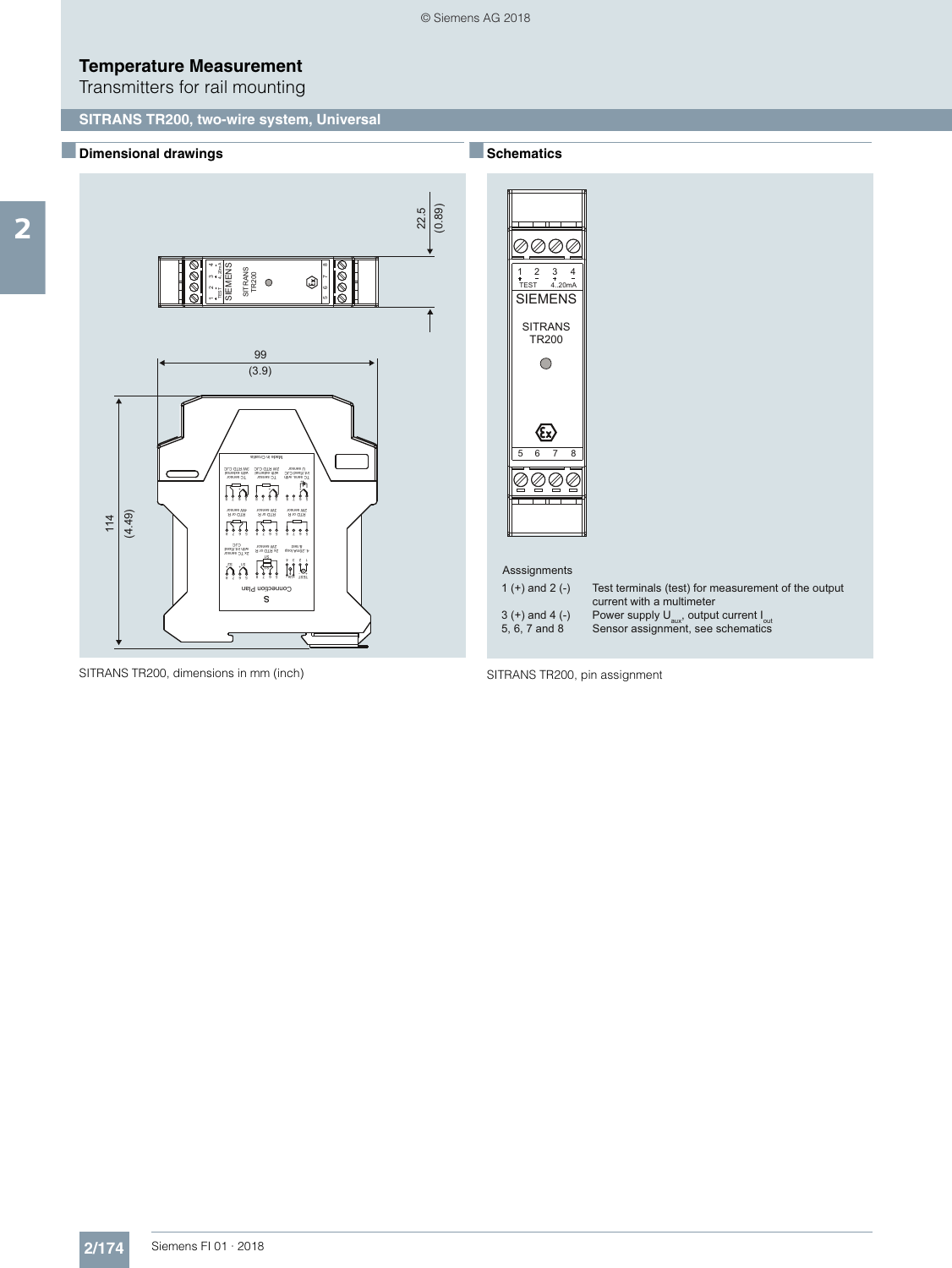# Temperature Measurement

Transmitters for rail mounting

## SITRANS TR200, two-wire system, Universal

### Dimensional drawings

SITRANS TR200, dimensions in mm (inch)

### Schematics

Asssignments

| | |
|---|---|
| 1 (+) and 2 (-) | Test terminals (test) for measurement of the output current with a multimeter |
| 3 (+) and 4 (-) | Power supply $U_{aux}$, output current $I_{out}$ |
| 5, 6, 7 and 8 | Sensor assignment, see schematics |

SITRANS TR200, pin assignment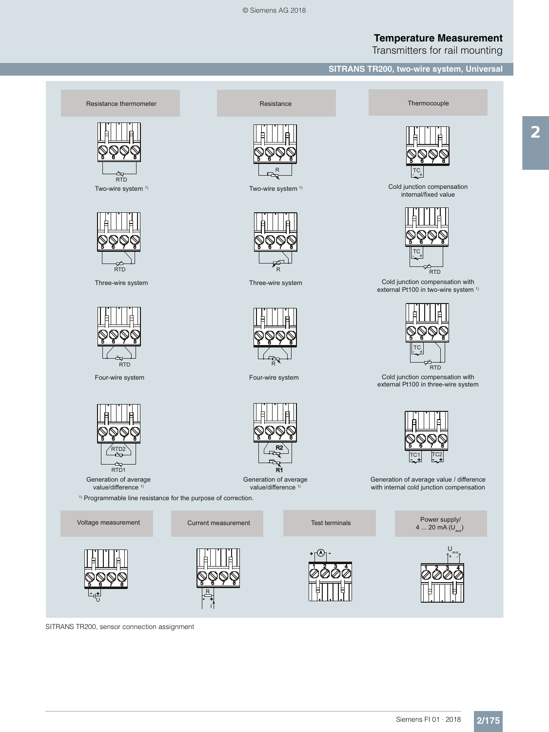# Temperature Measurement

Transmitters for rail mounting

## SITRANS TR200, two-wire system, Universal

Resistance thermometer

5 6 7 8

RTD

Two-wire system [1]

5 6 7 8

RTD

Three-wire system

5 6 7 8

RTD

Four-wire system

5 6 7 8

RTD2

RTD1

Generation of average value/difference [1]

Resistance

5 6 7 8

R

Two-wire system [1]

5 6 7 8

R

Three-wire system

5 6 7 8

R

Four-wire system

5 6 7 8

R2

R1

Generation of average value/difference [1]

Thermocouple

5 6 7 8

TC

\- +

Cold junction compensation internal/fixed value

5 6 7 8

TC

\- +

RTD

Cold junction compensation with external Pt100 in two-wire system [1]

5 6 7 8

TC

\- +

RTD

Cold junction compensation with external Pt100 in three-wire system

5 6 7 8

TC1

\- +

TC2

\- +

Generation of average value / difference with internal cold junction compensation

[1] Programmable line resistance for the purpose of correction.

Voltage measurement

5 6 7 8

\- +

U

Current measurement

5 6 7 8

R

\- +

I

Test terminals

\+ A -

1 2 3 4

Power supply/ 4 ... 20 mA ($U_{aux}$)

$U_{aux}$

\+ -

1 2 3 4

SITRANS TR200, sensor connection assignment